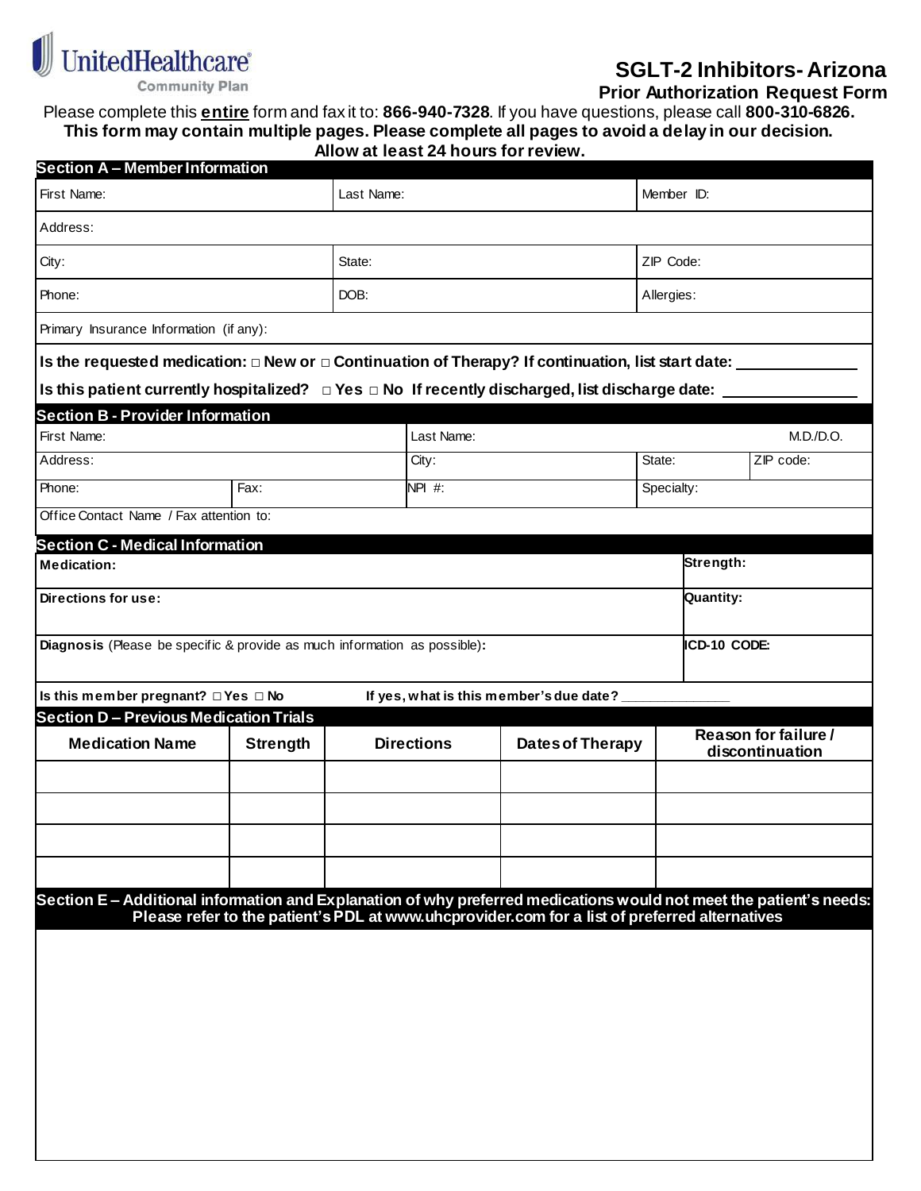UnitedHealthcare Community Plan

# SGLT-2 Inhibitors- Arizona

## Prior Authorization Request Form

Please complete this **entire** form and fax it to: **866-940-7328**. If you have questions, please call **800-310-6826.**

**This form may contain multiple pages. Please complete all pages to avoid a delay in our decision.**

**Allow at least 24 hours for review.**

### Section A – Member Information

| First Name: | Last Name: | Member ID: |
|---|---|---|
| Address: | | |
| City: | State: | ZIP Code: |
| Phone: | DOB: | Allergies: |
| Primary Insurance Information (if any): | | |

**Is the requested medication: □ New or □ Continuation of Therapy? If continuation, list start date: ____________**

**Is this patient currently hospitalized? □ Yes □ No If recently discharged, list discharge date: ____________**

### Section B - Provider Information

| First Name: | | Last Name: | | M.D./D.O. |
|---|---|---|---|---|
| Address: | | City: | State: | ZIP code: |
| Phone: | Fax: | NPI #: | Specialty: | |
| Office Contact Name / Fax attention to: | | | | |

### Section C - Medical Information

| **Medication:** | **Strength:** |
|---|---|
| **Directions for use:** | **Quantity:** |
| **Diagnosis** (Please be specific & provide as much information as possible)**:** | **ICD-10 CODE:** |

**Is this member pregnant? □ Yes □ No** **If yes, what is this member's due date? ____________**

### Section D – Previous Medication Trials

| Medication Name | Strength | Directions | Dates of Therapy | Reason for failure / discontinuation |
|---|---|---|---|---|
| | | | | |
| | | | | |
| | | | | |
| | | | | |

### Section E – Additional information and Explanation of why preferred medications would not meet the patient's needs:

**Please refer to the patient's PDL at www.uhcprovider.com for a list of preferred alternatives**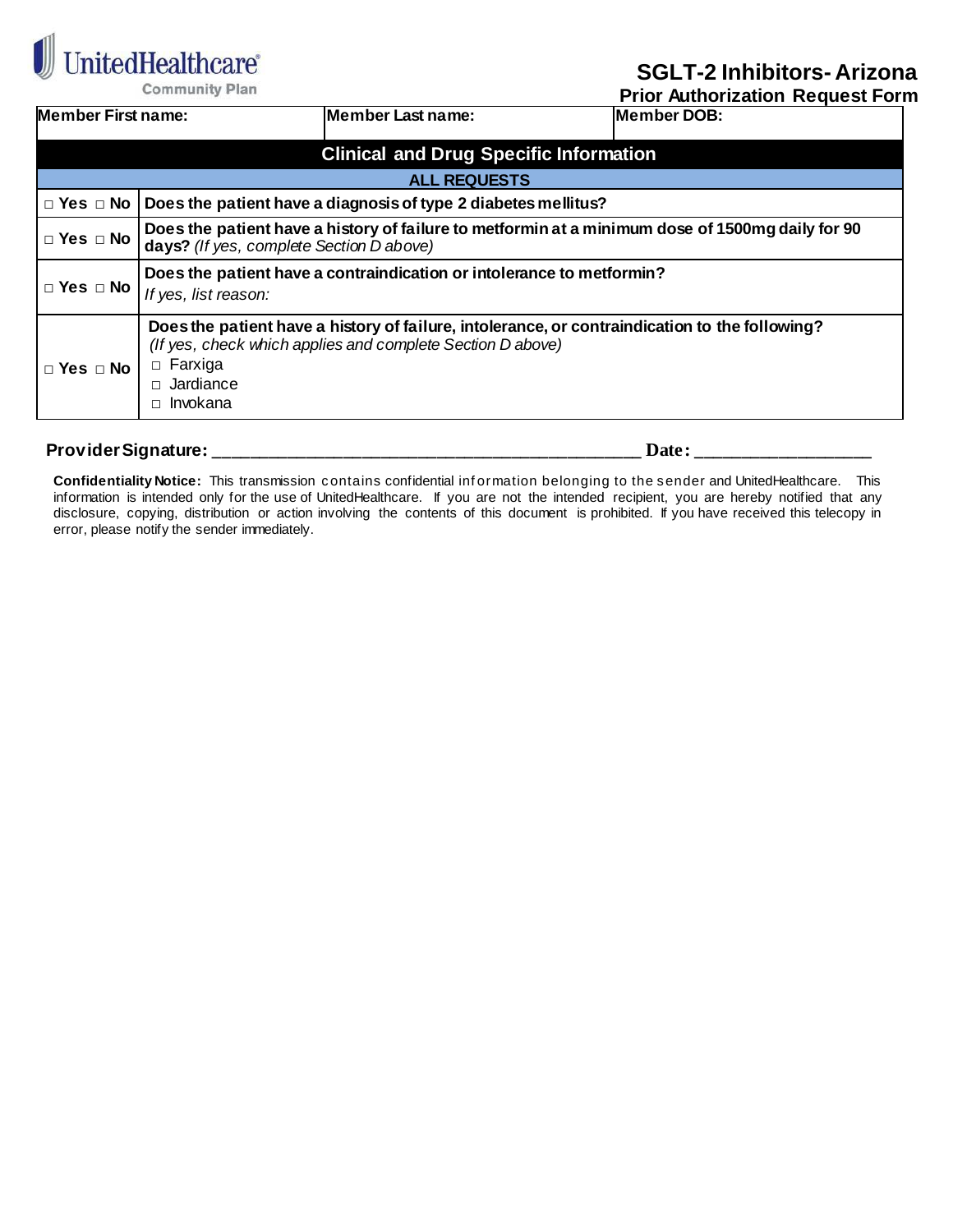UnitedHealthcare Community Plan

# SGLT-2 Inhibitors- Arizona

## Prior Authorization Request Form

| Member First name: | Member Last name: | Member DOB: |
|---|---|---|

**Clinical and Drug Specific Information**

**ALL REQUESTS**

| | |
|---|---|
| □ Yes □ No | **Does the patient have a diagnosis of type 2 diabetes mellitus?** |
| □ Yes □ No | **Does the patient have a history of failure to metformin at a minimum dose of 1500mg daily for 90 days?** *(If yes, complete Section D above)* |
| □ Yes □ No | **Does the patient have a contraindication or intolerance to metformin?** *If yes, list reason:* |
| □ Yes □ No | **Does the patient have a history of failure, intolerance, or contraindication to the following?** *(If yes, check which applies and complete Section D above)* □ Farxiga □ Jardiance □ Invokana |

**Provider Signature:** ________________________________________ **Date:** ________________

**Confidentiality Notice:** This transmission contains confidential information belonging to the sender and UnitedHealthcare. This information is intended only for the use of UnitedHealthcare. If you are not the intended recipient, you are hereby notified that any disclosure, copying, distribution or action involving the contents of this document is prohibited. If you have received this telecopy in error, please notify the sender immediately.